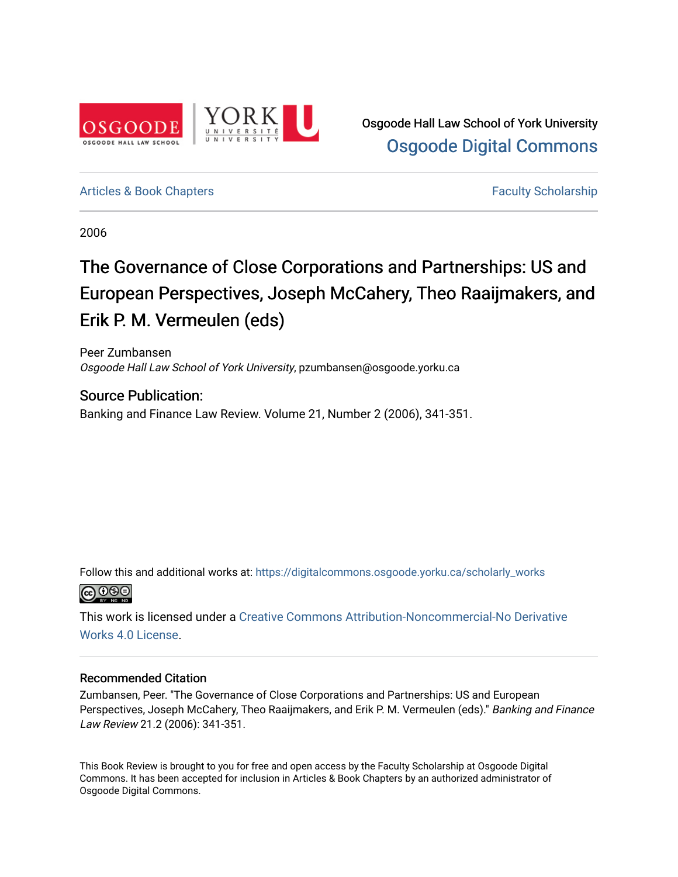Osgoode Hall Law School of York University
**Osgoode Digital Commons**

Articles & Book Chapters | Faculty Scholarship

2006

# The Governance of Close Corporations and Partnerships: US and European Perspectives, Joseph McCahery, Theo Raaijmakers, and Erik P. M. Vermeulen (eds)

Peer Zumbansen
*Osgoode Hall Law School of York University*, pzumbansen@osgoode.yorku.ca

## Source Publication:

Banking and Finance Law Review. Volume 21, Number 2 (2006), 341-351.

Follow this and additional works at: https://digitalcommons.osgoode.yorku.ca/scholarly_works

This work is licensed under a Creative Commons Attribution-Noncommercial-No Derivative Works 4.0 License.

### Recommended Citation

Zumbansen, Peer. "The Governance of Close Corporations and Partnerships: US and European Perspectives, Joseph McCahery, Theo Raaijmakers, and Erik P. M. Vermeulen (eds)." *Banking and Finance Law Review* 21.2 (2006): 341-351.

This Book Review is brought to you for free and open access by the Faculty Scholarship at Osgoode Digital Commons. It has been accepted for inclusion in Articles & Book Chapters by an authorized administrator of Osgoode Digital Commons.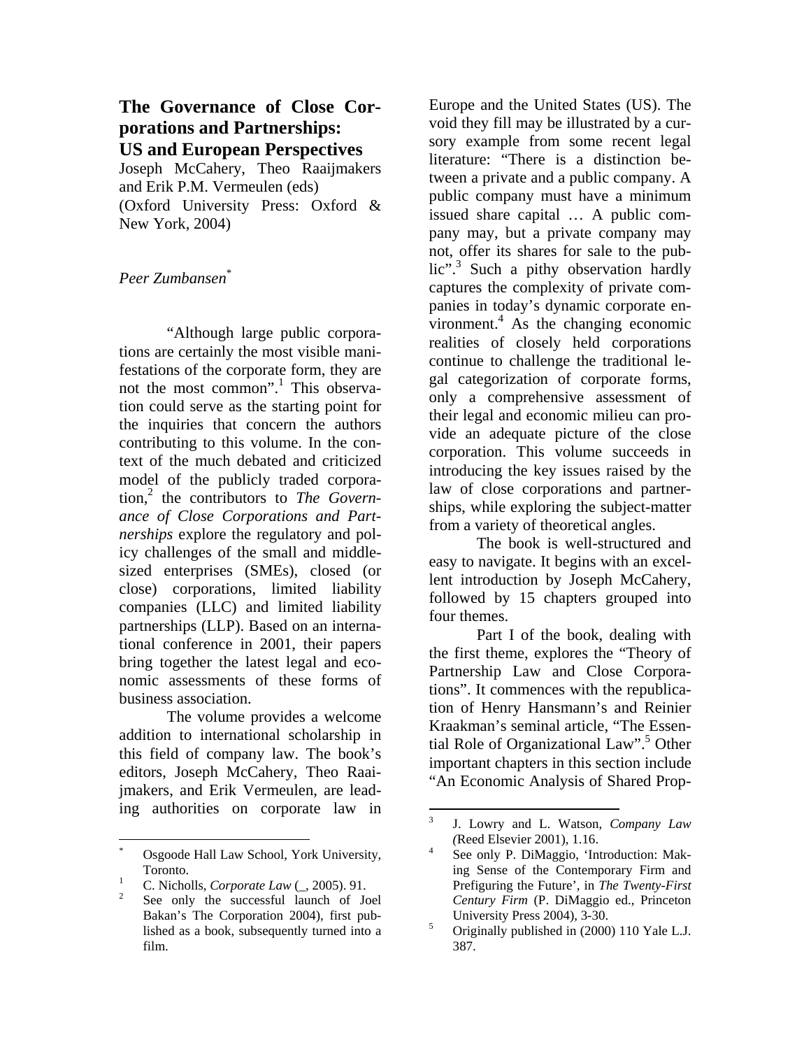**The Governance of Close Corporations and Partnerships: US and European Perspectives**

Joseph McCahery, Theo Raaijmakers and Erik P.M. Vermeulen (eds)
(Oxford University Press: Oxford & New York, 2004)

*Peer Zumbansen*[*]

"Although large public corporations are certainly the most visible manifestations of the corporate form, they are not the most common".[1] This observation could serve as the starting point for the inquiries that concern the authors contributing to this volume. In the context of the much debated and criticized model of the publicly traded corporation,[2] the contributors to *The Governance of Close Corporations and Partnerships* explore the regulatory and policy challenges of the small and middle-sized enterprises (SMEs), closed (or close) corporations, limited liability companies (LLC) and limited liability partnerships (LLP). Based on an international conference in 2001, their papers bring together the latest legal and economic assessments of these forms of business association.

The volume provides a welcome addition to international scholarship in this field of company law. The book's editors, Joseph McCahery, Theo Raaijmakers, and Erik Vermeulen, are leading authorities on corporate law in Europe and the United States (US). The void they fill may be illustrated by a cursory example from some recent legal literature: "There is a distinction between a private and a public company. A public company must have a minimum issued share capital … A public company may, but a private company may not, offer its shares for sale to the public".[3] Such a pithy observation hardly captures the complexity of private companies in today's dynamic corporate environment.[4] As the changing economic realities of closely held corporations continue to challenge the traditional legal categorization of corporate forms, only a comprehensive assessment of their legal and economic milieu can provide an adequate picture of the close corporation. This volume succeeds in introducing the key issues raised by the law of close corporations and partnerships, while exploring the subject-matter from a variety of theoretical angles.

The book is well-structured and easy to navigate. It begins with an excellent introduction by Joseph McCahery, followed by 15 chapters grouped into four themes.

Part I of the book, dealing with the first theme, explores the "Theory of Partnership Law and Close Corporations". It commences with the republication of Henry Hansmann's and Reinier Kraakman's seminal article, "The Essential Role of Organizational Law".[5] Other important chapters in this section include "An Economic Analysis of Shared Prop-

---

[*] Osgoode Hall Law School, York University, Toronto.

[1] C. Nicholls, *Corporate Law* (_, 2005). 91.

[2] See only the successful launch of Joel Bakan's The Corporation 2004), first published as a book, subsequently turned into a film.

[3] J. Lowry and L. Watson, *Company Law (*Reed Elsevier 2001), 1.16.

[4] See only P. DiMaggio, 'Introduction: Making Sense of the Contemporary Firm and Prefiguring the Future', in *The Twenty-First Century Firm* (P. DiMaggio ed., Princeton University Press 2004), 3-30.

[5] Originally published in (2000) 110 Yale L.J. 387.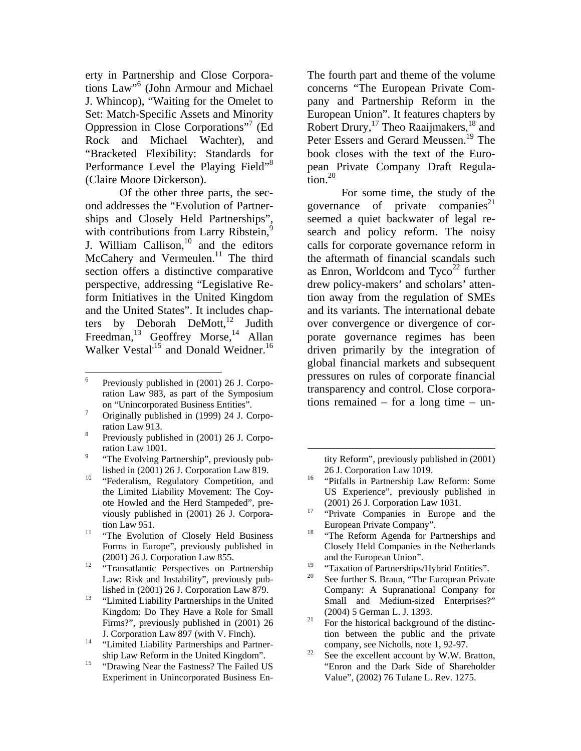erty in Partnership and Close Corporations Law"[6] (John Armour and Michael J. Whincop), "Waiting for the Omelet to Set: Match-Specific Assets and Minority Oppression in Close Corporations"[7] (Ed Rock and Michael Wachter), and "Bracketed Flexibility: Standards for Performance Level the Playing Field"[8] (Claire Moore Dickerson).

Of the other three parts, the second addresses the "Evolution of Partnerships and Closely Held Partnerships", with contributions from Larry Ribstein,[9] J. William Callison,[10] and the editors McCahery and Vermeulen.[11] The third section offers a distinctive comparative perspective, addressing "Legislative Reform Initiatives in the United Kingdom and the United States". It includes chapters by Deborah DeMott,[12] Judith Freedman,[13] Geoffrey Morse,[14] Allan Walker Vestal,[15] and Donald Weidner.[16]

The fourth part and theme of the volume concerns "The European Private Company and Partnership Reform in the European Union". It features chapters by Robert Drury,[17] Theo Raaijmakers,[18] and Peter Essers and Gerard Meussen.[19] The book closes with the text of the European Private Company Draft Regulation.[20]

For some time, the study of the governance of private companies[21] seemed a quiet backwater of legal research and policy reform. The noisy calls for corporate governance reform in the aftermath of financial scandals such as Enron, Worldcom and Tyco[22] further drew policy-makers' and scholars' attention away from the regulation of SMEs and its variants. The international debate over convergence or divergence of corporate governance regimes has been driven primarily by the integration of global financial markets and subsequent pressures on rules of corporate financial transparency and control. Close corporations remained – for a long time – un-

---

6 Previously published in (2001) 26 J. Corporation Law 983, as part of the Symposium on "Unincorporated Business Entities".

7 Originally published in (1999) 24 J. Corporation Law 913.

8 Previously published in (2001) 26 J. Corporation Law 1001.

9 "The Evolving Partnership", previously published in (2001) 26 J. Corporation Law 819.

10 "Federalism, Regulatory Competition, and the Limited Liability Movement: The Coyote Howled and the Herd Stampeded", previously published in (2001) 26 J. Corporation Law 951.

11 "The Evolution of Closely Held Business Forms in Europe", previously published in (2001) 26 J. Corporation Law 855.

12 "Transatlantic Perspectives on Partnership Law: Risk and Instability", previously published in (2001) 26 J. Corporation Law 879.

13 "Limited Liability Partnerships in the United Kingdom: Do They Have a Role for Small Firms?", previously published in (2001) 26 J. Corporation Law 897 (with V. Finch).

14 "Limited Liability Partnerships and Partnership Law Reform in the United Kingdom".

15 "Drawing Near the Fastness? The Failed US Experiment in Unincorporated Business Entity Reform", previously published in (2001) 26 J. Corporation Law 1019.

16 "Pitfalls in Partnership Law Reform: Some US Experience", previously published in (2001) 26 J. Corporation Law 1031.

17 "Private Companies in Europe and the European Private Company".

18 "The Reform Agenda for Partnerships and Closely Held Companies in the Netherlands and the European Union".

19 "Taxation of Partnerships/Hybrid Entities".

20 See further S. Braun, "The European Private Company: A Supranational Company for Small and Medium-sized Enterprises?" (2004) 5 German L. J. 1393.

21 For the historical background of the distinction between the public and the private company, see Nicholls, note 1, 92-97.

22 See the excellent account by W.W. Bratton, "Enron and the Dark Side of Shareholder Value", (2002) 76 Tulane L. Rev. 1275.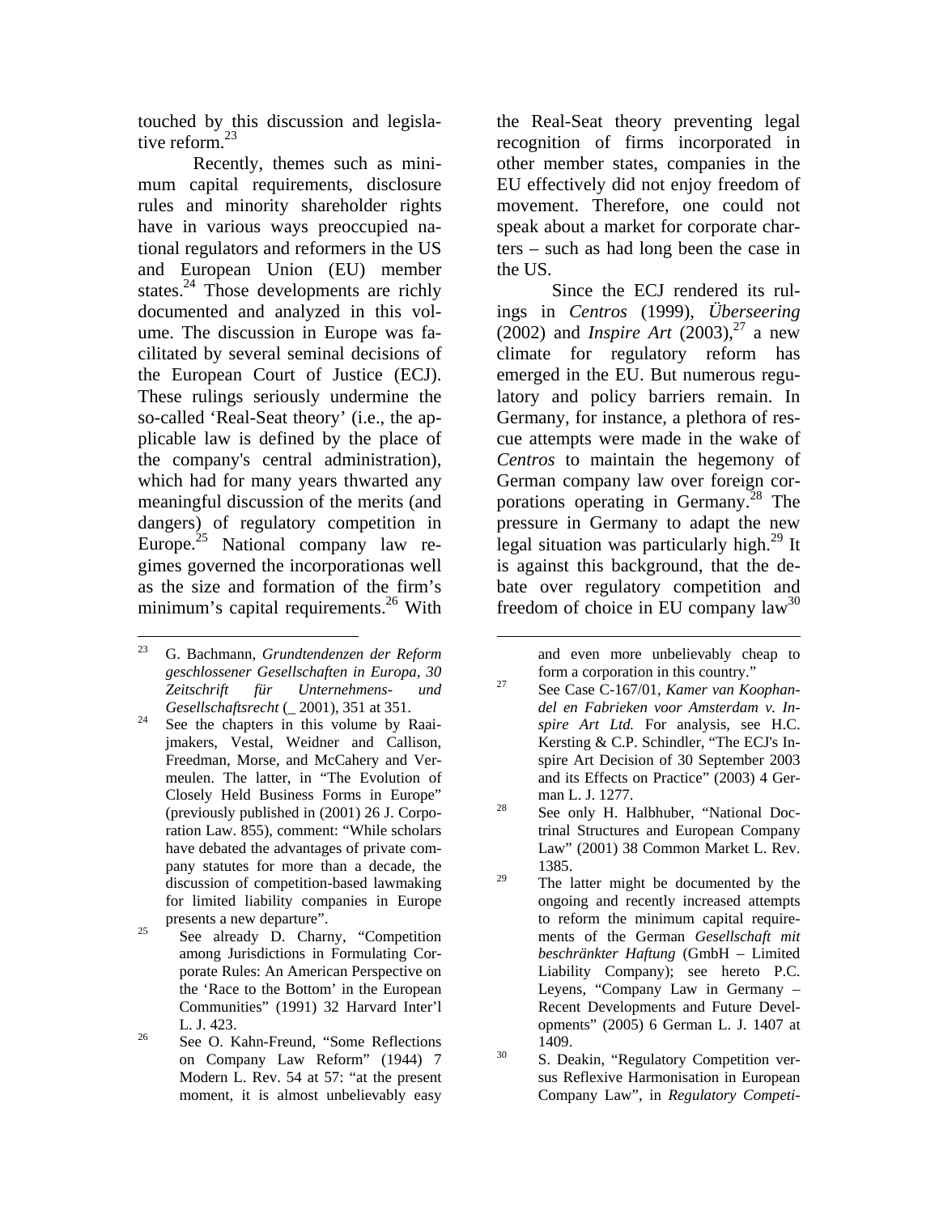touched by this discussion and legislative reform.[23]

Recently, themes such as minimum capital requirements, disclosure rules and minority shareholder rights have in various ways preoccupied national regulators and reformers in the US and European Union (EU) member states.[24] Those developments are richly documented and analyzed in this volume. The discussion in Europe was facilitated by several seminal decisions of the European Court of Justice (ECJ). These rulings seriously undermine the so-called 'Real-Seat theory' (i.e., the applicable law is defined by the place of the company's central administration), which had for many years thwarted any meaningful discussion of the merits (and dangers) of regulatory competition in Europe.[25] National company law regimes governed the incorporationas well as the size and formation of the firm's minimum's capital requirements.[26] With the Real-Seat theory preventing legal recognition of firms incorporated in other member states, companies in the EU effectively did not enjoy freedom of movement. Therefore, one could not speak about a market for corporate charters – such as had long been the case in the US.

Since the ECJ rendered its rulings in *Centros* (1999), *Überseering* (2002) and *Inspire Art* (2003),[27] a new climate for regulatory reform has emerged in the EU. But numerous regulatory and policy barriers remain. In Germany, for instance, a plethora of rescue attempts were made in the wake of *Centros* to maintain the hegemony of German company law over foreign corporations operating in Germany.[28] The pressure in Germany to adapt the new legal situation was particularly high.[29] It is against this background, that the debate over regulatory competition and freedom of choice in EU company law[30]

---

[23] G. Bachmann, *Grundtendenzen der Reform geschlossener Gesellschaften in Europa*, *30 Zeitschrift für Unternehmens- und Gesellschaftsrecht* (_ 2001), 351 at 351.

[24] See the chapters in this volume by Raaijmakers, Vestal, Weidner and Callison, Freedman, Morse, and McCahery and Vermeulen. The latter, in "The Evolution of Closely Held Business Forms in Europe" (previously published in (2001) 26 J. Corporation Law. 855), comment: "While scholars have debated the advantages of private company statutes for more than a decade, the discussion of competition-based lawmaking for limited liability companies in Europe presents a new departure".

[25] See already D. Charny, "Competition among Jurisdictions in Formulating Corporate Rules: An American Perspective on the 'Race to the Bottom' in the European Communities" (1991) 32 Harvard Inter'l L. J. 423.

[26] See O. Kahn-Freund, "Some Reflections on Company Law Reform" (1944) 7 Modern L. Rev. 54 at 57: "at the present moment, it is almost unbelievably easy and even more unbelievably cheap to form a corporation in this country."

[27] See Case C-167/01, *Kamer van Koophandel en Fabrieken voor Amsterdam v. Inspire Art Ltd.* For analysis, see H.C. Kersting & C.P. Schindler, "The ECJ's Inspire Art Decision of 30 September 2003 and its Effects on Practice" (2003) 4 German L. J. 1277.

[28] See only H. Halbhuber, "National Doctrinal Structures and European Company Law" (2001) 38 Common Market L. Rev. 1385.

[29] The latter might be documented by the ongoing and recently increased attempts to reform the minimum capital requirements of the German *Gesellschaft mit beschränkter Haftung* (GmbH – Limited Liability Company); see hereto P.C. Leyens, "Company Law in Germany – Recent Developments and Future Developments" (2005) 6 German L. J. 1407 at 1409.

[30] S. Deakin, "Regulatory Competition versus Reflexive Harmonisation in European Company Law", in *Regulatory Competi-*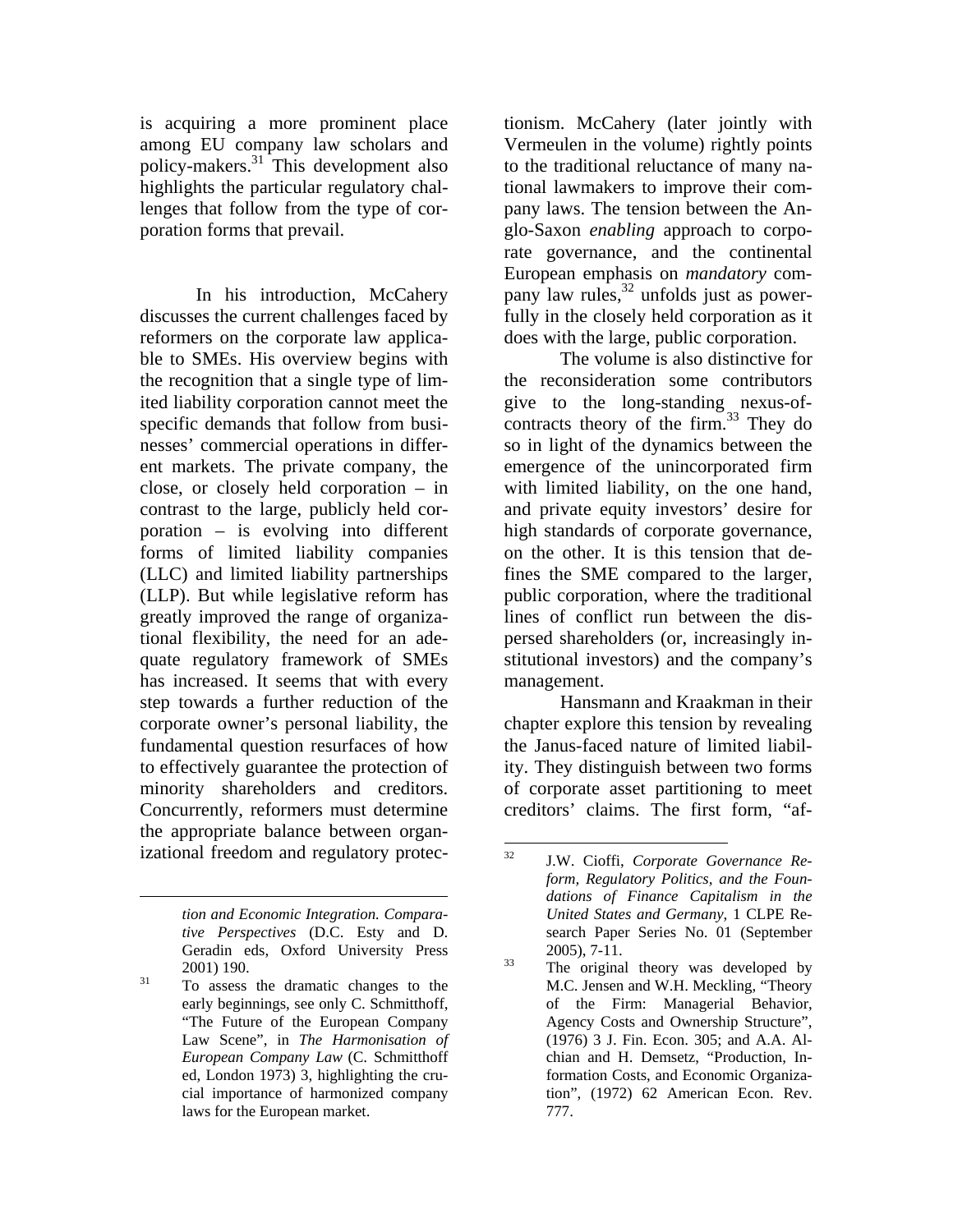is acquiring a more prominent place among EU company law scholars and policy-makers.[31] This development also highlights the particular regulatory challenges that follow from the type of corporation forms that prevail.

In his introduction, McCahery discusses the current challenges faced by reformers on the corporate law applicable to SMEs. His overview begins with the recognition that a single type of limited liability corporation cannot meet the specific demands that follow from businesses' commercial operations in different markets. The private company, the close, or closely held corporation – in contrast to the large, publicly held corporation – is evolving into different forms of limited liability companies (LLC) and limited liability partnerships (LLP). But while legislative reform has greatly improved the range of organizational flexibility, the need for an adequate regulatory framework of SMEs has increased. It seems that with every step towards a further reduction of the corporate owner's personal liability, the fundamental question resurfaces of how to effectively guarantee the protection of minority shareholders and creditors. Concurrently, reformers must determine the appropriate balance between organizational freedom and regulatory protectionism. McCahery (later jointly with Vermeulen in the volume) rightly points to the traditional reluctance of many national lawmakers to improve their company laws. The tension between the Anglo-Saxon *enabling* approach to corporate governance, and the continental European emphasis on *mandatory* company law rules,[32] unfolds just as powerfully in the closely held corporation as it does with the large, public corporation.

The volume is also distinctive for the reconsideration some contributors give to the long-standing nexus-of-contracts theory of the firm.[33] They do so in light of the dynamics between the emergence of the unincorporated firm with limited liability, on the one hand, and private equity investors' desire for high standards of corporate governance, on the other. It is this tension that defines the SME compared to the larger, public corporation, where the traditional lines of conflict run between the dispersed shareholders (or, increasingly institutional investors) and the company's management.

Hansmann and Kraakman in their chapter explore this tension by revealing the Janus-faced nature of limited liability. They distinguish between two forms of corporate asset partitioning to meet creditors' claims. The first form, "af-

---

*tion and Economic Integration. Comparative Perspectives* (D.C. Esty and D. Geradin eds, Oxford University Press 2001) 190.

[31] To assess the dramatic changes to the early beginnings, see only C. Schmitthoff, "The Future of the European Company Law Scene", in *The Harmonisation of European Company Law* (C. Schmitthoff ed, London 1973) 3, highlighting the crucial importance of harmonized company laws for the European market.

[32] J.W. Cioffi, *Corporate Governance Reform, Regulatory Politics, and the Foundations of Finance Capitalism in the United States and Germany*, 1 CLPE Research Paper Series No. 01 (September 2005), 7-11.

[33] The original theory was developed by M.C. Jensen and W.H. Meckling, "Theory of the Firm: Managerial Behavior, Agency Costs and Ownership Structure", (1976) 3 J. Fin. Econ. 305; and A.A. Alchian and H. Demsetz, "Production, Information Costs, and Economic Organization", (1972) 62 American Econ. Rev. 777.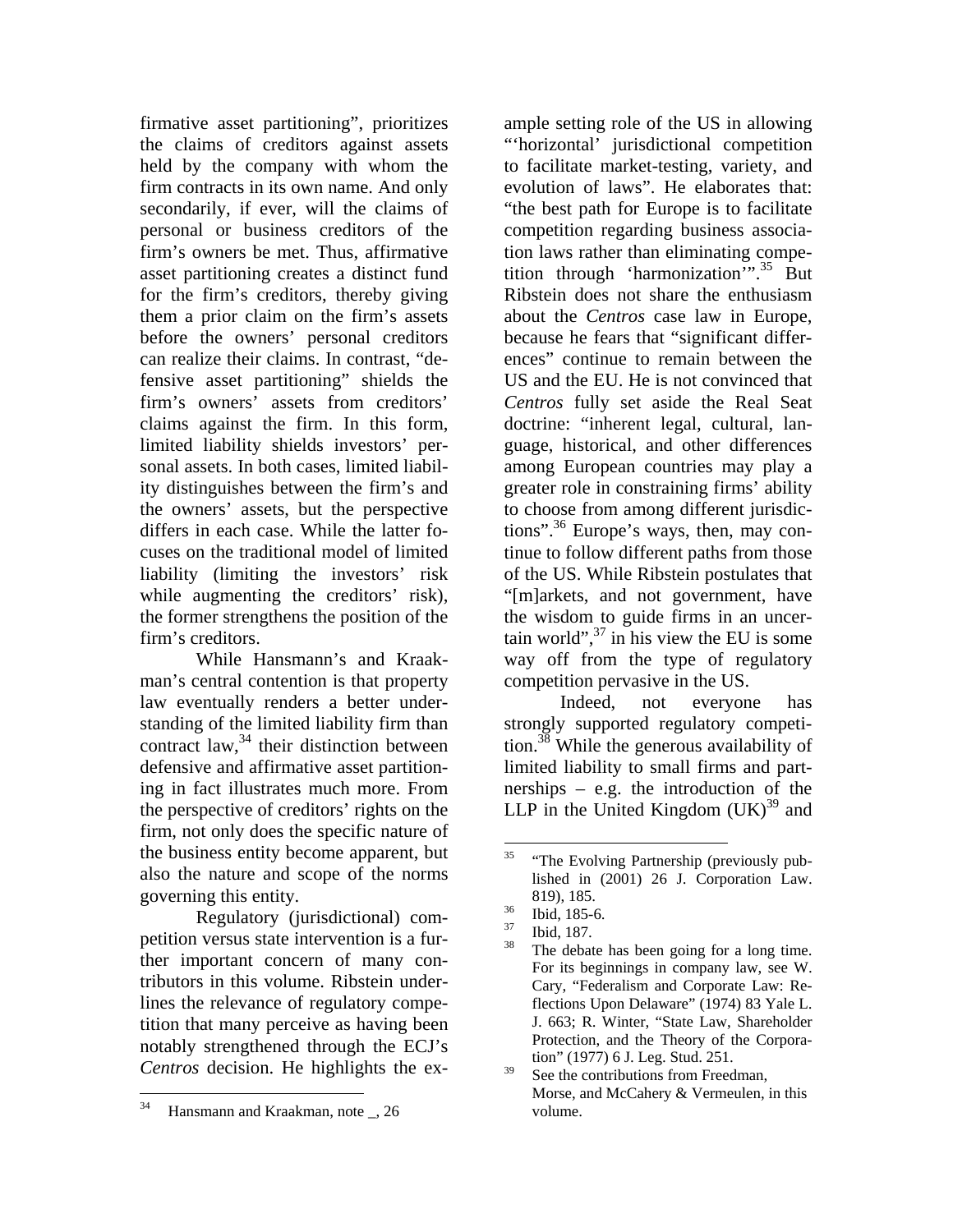firmative asset partitioning", prioritizes the claims of creditors against assets held by the company with whom the firm contracts in its own name. And only secondarily, if ever, will the claims of personal or business creditors of the firm's owners be met. Thus, affirmative asset partitioning creates a distinct fund for the firm's creditors, thereby giving them a prior claim on the firm's assets before the owners' personal creditors can realize their claims. In contrast, "defensive asset partitioning" shields the firm's owners' assets from creditors' claims against the firm. In this form, limited liability shields investors' personal assets. In both cases, limited liability distinguishes between the firm's and the owners' assets, but the perspective differs in each case. While the latter focuses on the traditional model of limited liability (limiting the investors' risk while augmenting the creditors' risk), the former strengthens the position of the firm's creditors.

While Hansmann's and Kraakman's central contention is that property law eventually renders a better understanding of the limited liability firm than contract law,[34] their distinction between defensive and affirmative asset partitioning in fact illustrates much more. From the perspective of creditors' rights on the firm, not only does the specific nature of the business entity become apparent, but also the nature and scope of the norms governing this entity.

Regulatory (jurisdictional) competition versus state intervention is a further important concern of many contributors in this volume. Ribstein underlines the relevance of regulatory competition that many perceive as having been notably strengthened through the ECJ's *Centros* decision. He highlights the example setting role of the US in allowing "'horizontal' jurisdictional competition to facilitate market-testing, variety, and evolution of laws". He elaborates that: "the best path for Europe is to facilitate competition regarding business association laws rather than eliminating competition through 'harmonization'".[35] But Ribstein does not share the enthusiasm about the *Centros* case law in Europe, because he fears that "significant differences" continue to remain between the US and the EU. He is not convinced that *Centros* fully set aside the Real Seat doctrine: "inherent legal, cultural, language, historical, and other differences among European countries may play a greater role in constraining firms' ability to choose from among different jurisdictions".[36] Europe's ways, then, may continue to follow different paths from those of the US. While Ribstein postulates that "[m]arkets, and not government, have the wisdom to guide firms in an uncertain world",[37] in his view the EU is some way off from the type of regulatory competition pervasive in the US.

Indeed, not everyone has strongly supported regulatory competition.[38] While the generous availability of limited liability to small firms and partnerships – e.g. the introduction of the LLP in the United Kingdom (UK)[39] and

---

34 Hansmann and Kraakman, note _, 26

35 "The Evolving Partnership (previously published in (2001) 26 J. Corporation Law. 819), 185.

36 Ibid, 185-6.

37 Ibid, 187.

38 The debate has been going for a long time. For its beginnings in company law, see W. Cary, "Federalism and Corporate Law: Reflections Upon Delaware" (1974) 83 Yale L. J. 663; R. Winter, "State Law, Shareholder Protection, and the Theory of the Corporation" (1977) 6 J. Leg. Stud. 251.

39 See the contributions from Freedman, Morse, and McCahery & Vermeulen, in this volume.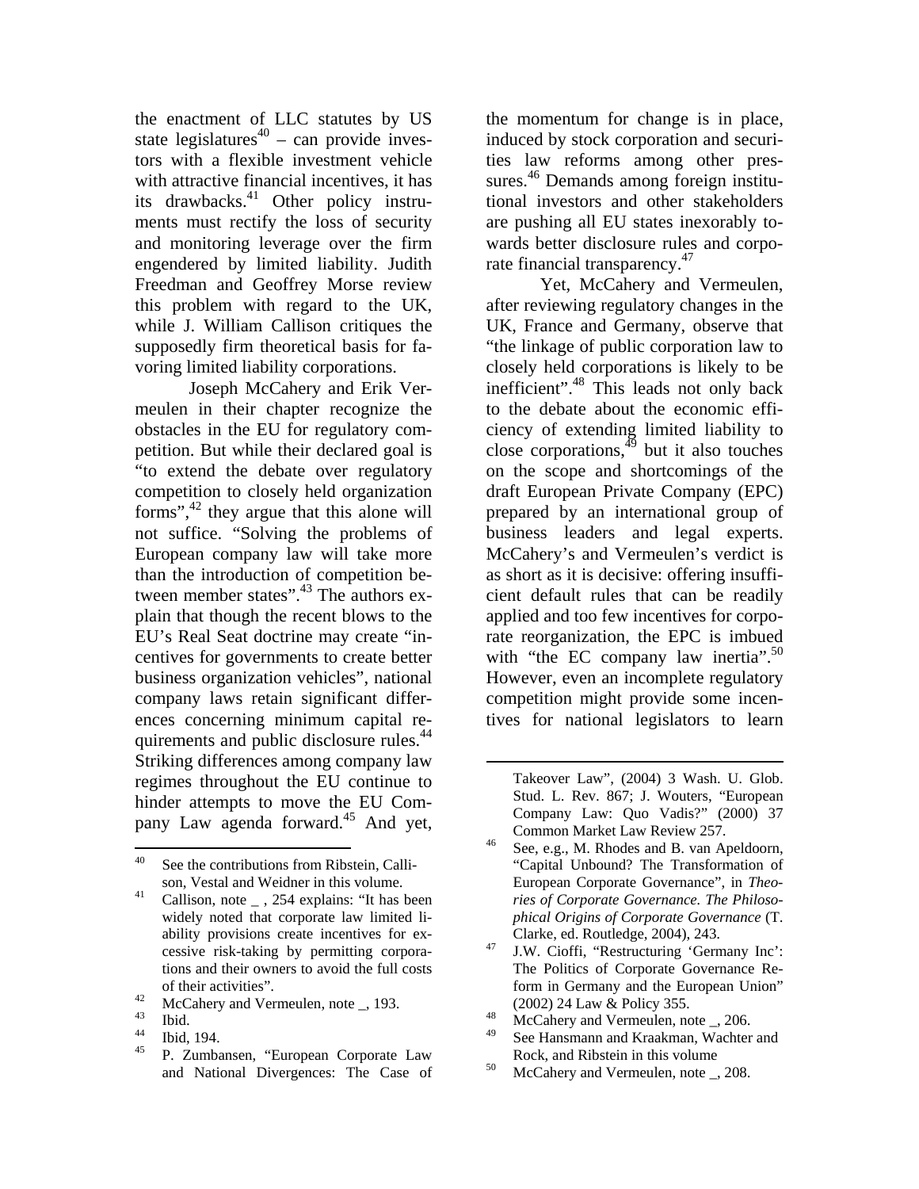the enactment of LLC statutes by US state legislatures[40] – can provide investors with a flexible investment vehicle with attractive financial incentives, it has its drawbacks.[41] Other policy instruments must rectify the loss of security and monitoring leverage over the firm engendered by limited liability. Judith Freedman and Geoffrey Morse review this problem with regard to the UK, while J. William Callison critiques the supposedly firm theoretical basis for favoring limited liability corporations.

Joseph McCahery and Erik Vermeulen in their chapter recognize the obstacles in the EU for regulatory competition. But while their declared goal is "to extend the debate over regulatory competition to closely held organization forms",[42] they argue that this alone will not suffice. "Solving the problems of European company law will take more than the introduction of competition between member states".[43] The authors explain that though the recent blows to the EU's Real Seat doctrine may create "incentives for governments to create better business organization vehicles", national company laws retain significant differences concerning minimum capital requirements and public disclosure rules.[44] Striking differences among company law regimes throughout the EU continue to hinder attempts to move the EU Company Law agenda forward.[45] And yet, the momentum for change is in place, induced by stock corporation and securities law reforms among other pressures.[46] Demands among foreign institutional investors and other stakeholders are pushing all EU states inexorably towards better disclosure rules and corporate financial transparency.[47]

Yet, McCahery and Vermeulen, after reviewing regulatory changes in the UK, France and Germany, observe that "the linkage of public corporation law to closely held corporations is likely to be inefficient".[48] This leads not only back to the debate about the economic efficiency of extending limited liability to close corporations,[49] but it also touches on the scope and shortcomings of the draft European Private Company (EPC) prepared by an international group of business leaders and legal experts. McCahery's and Vermeulen's verdict is as short as it is decisive: offering insufficient default rules that can be readily applied and too few incentives for corporate reorganization, the EPC is imbued with "the EC company law inertia".[50] However, even an incomplete regulatory competition might provide some incentives for national legislators to learn

---

[40] See the contributions from Ribstein, Callison, Vestal and Weidner in this volume.

[41] Callison, note _ , 254 explains: "It has been widely noted that corporate law limited liability provisions create incentives for excessive risk-taking by permitting corporations and their owners to avoid the full costs of their activities".

[42] McCahery and Vermeulen, note _, 193.

[43] Ibid.

[44] Ibid, 194.

[45] P. Zumbansen, "European Corporate Law and National Divergences: The Case of Takeover Law", (2004) 3 Wash. U. Glob. Stud. L. Rev. 867; J. Wouters, "European Company Law: Quo Vadis?" (2000) 37 Common Market Law Review 257.

[46] See, e.g., M. Rhodes and B. van Apeldoorn, "Capital Unbound? The Transformation of European Corporate Governance", in *Theories of Corporate Governance. The Philosophical Origins of Corporate Governance* (T. Clarke, ed. Routledge, 2004), 243.

[47] J.W. Cioffi, "Restructuring 'Germany Inc': The Politics of Corporate Governance Reform in Germany and the European Union" (2002) 24 Law & Policy 355.

[48] McCahery and Vermeulen, note _, 206.

[49] See Hansmann and Kraakman, Wachter and Rock, and Ribstein in this volume

[50] McCahery and Vermeulen, note _, 208.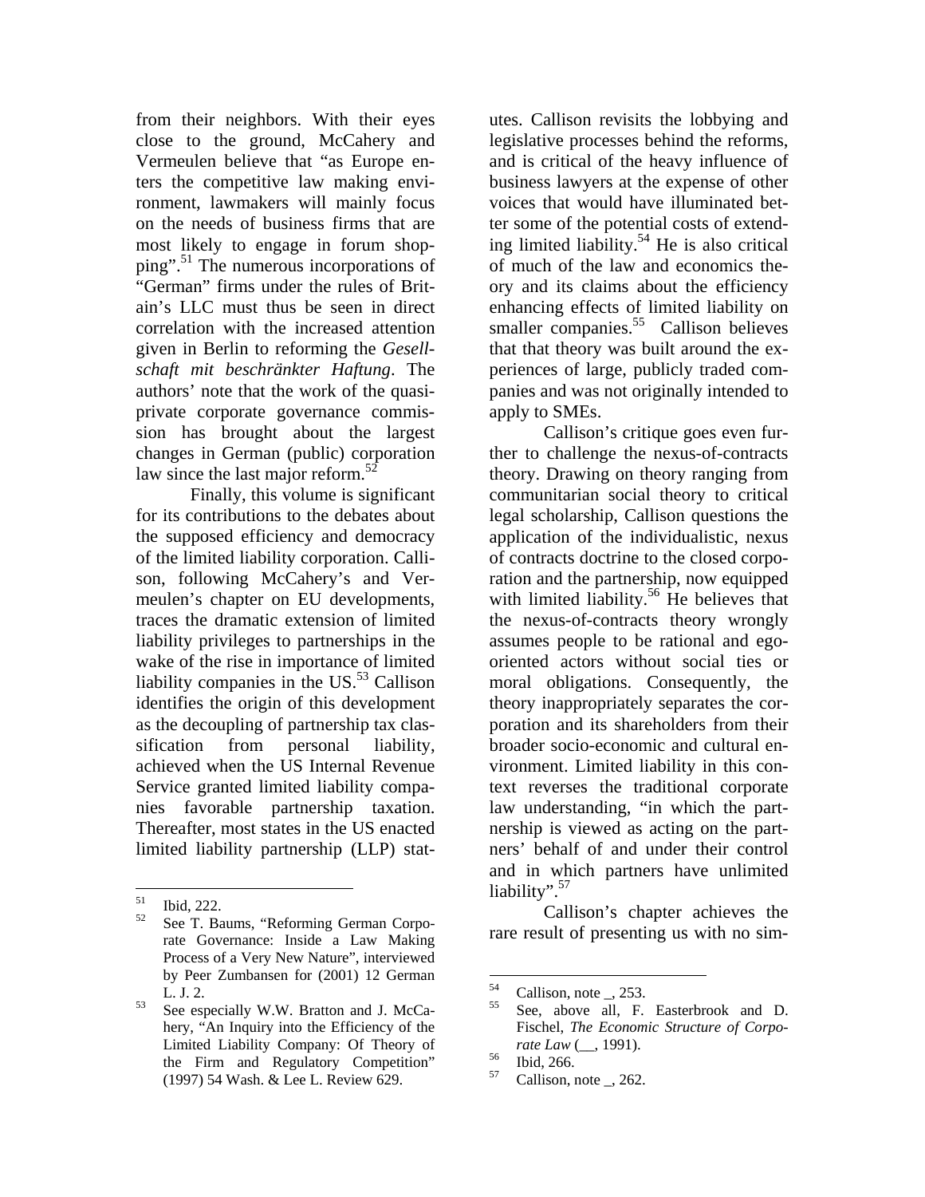from their neighbors. With their eyes close to the ground, McCahery and Vermeulen believe that "as Europe enters the competitive law making environment, lawmakers will mainly focus on the needs of business firms that are most likely to engage in forum shopping".[51] The numerous incorporations of "German" firms under the rules of Britain's LLC must thus be seen in direct correlation with the increased attention given in Berlin to reforming the *Gesellschaft mit beschränkter Haftung*. The authors' note that the work of the quasi-private corporate governance commission has brought about the largest changes in German (public) corporation law since the last major reform.[52]

Finally, this volume is significant for its contributions to the debates about the supposed efficiency and democracy of the limited liability corporation. Callison, following McCahery's and Vermeulen's chapter on EU developments, traces the dramatic extension of limited liability privileges to partnerships in the wake of the rise in importance of limited liability companies in the US.[53] Callison identifies the origin of this development as the decoupling of partnership tax classification from personal liability, achieved when the US Internal Revenue Service granted limited liability companies favorable partnership taxation. Thereafter, most states in the US enacted limited liability partnership (LLP) statutes. Callison revisits the lobbying and legislative processes behind the reforms, and is critical of the heavy influence of business lawyers at the expense of other voices that would have illuminated better some of the potential costs of extending limited liability.[54] He is also critical of much of the law and economics theory and its claims about the efficiency enhancing effects of limited liability on smaller companies.[55] Callison believes that that theory was built around the experiences of large, publicly traded companies and was not originally intended to apply to SMEs.

Callison's critique goes even further to challenge the nexus-of-contracts theory. Drawing on theory ranging from communitarian social theory to critical legal scholarship, Callison questions the application of the individualistic, nexus of contracts doctrine to the closed corporation and the partnership, now equipped with limited liability.[56] He believes that the nexus-of-contracts theory wrongly assumes people to be rational and ego-oriented actors without social ties or moral obligations. Consequently, the theory inappropriately separates the corporation and its shareholders from their broader socio-economic and cultural environment. Limited liability in this context reverses the traditional corporate law understanding, "in which the partnership is viewed as acting on the partners' behalf of and under their control and in which partners have unlimited liability".[57]

Callison's chapter achieves the rare result of presenting us with no sim-

---

[51] Ibid, 222.

[52] See T. Baums, "Reforming German Corporate Governance: Inside a Law Making Process of a Very New Nature", interviewed by Peer Zumbansen for (2001) 12 German L. J. 2.

[53] See especially W.W. Bratton and J. McCahery, "An Inquiry into the Efficiency of the Limited Liability Company: Of Theory of the Firm and Regulatory Competition" (1997) 54 Wash. & Lee L. Review 629.

[54] Callison, note _, 253.

[55] See, above all, F. Easterbrook and D. Fischel, *The Economic Structure of Corporate Law* (__, 1991).

[56] Ibid, 266.

[57] Callison, note _, 262.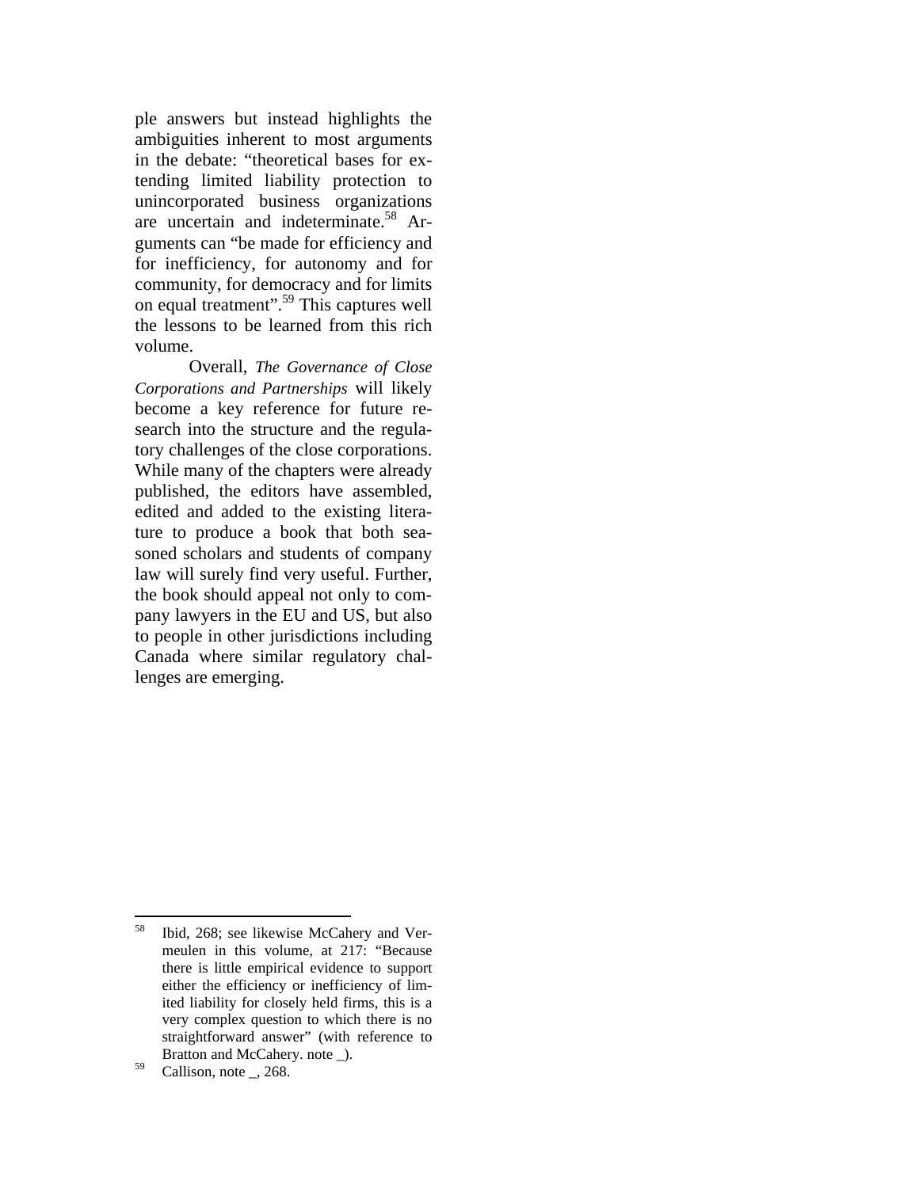ple answers but instead highlights the ambiguities inherent to most arguments in the debate: "theoretical bases for extending limited liability protection to unincorporated business organizations are uncertain and indeterminate.[58] Arguments can "be made for efficiency and for inefficiency, for autonomy and for community, for democracy and for limits on equal treatment".[59] This captures well the lessons to be learned from this rich volume.

Overall, *The Governance of Close Corporations and Partnerships* will likely become a key reference for future research into the structure and the regulatory challenges of the close corporations. While many of the chapters were already published, the editors have assembled, edited and added to the existing literature to produce a book that both seasoned scholars and students of company law will surely find very useful. Further, the book should appeal not only to company lawyers in the EU and US, but also to people in other jurisdictions including Canada where similar regulatory challenges are emerging.

---

[58] Ibid, 268; see likewise McCahery and Vermeulen in this volume, at 217: "Because there is little empirical evidence to support either the efficiency or inefficiency of limited liability for closely held firms, this is a very complex question to which there is no straightforward answer" (with reference to Bratton and McCahery. note _).

[59] Callison, note _, 268.